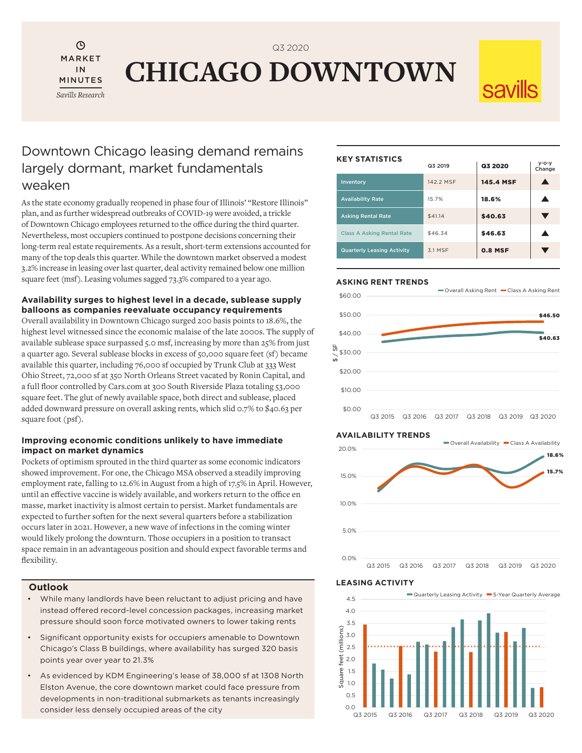Q3 2020

# CHICAGO DOWNTOWN

MARKET IN MINUTES

*Savills Research*

savills

## Downtown Chicago leasing demand remains largely dormant, market fundamentals weaken

As the state economy gradually reopened in phase four of Illinois' "Restore Illinois" plan, and as further widespread outbreaks of COVID-19 were avoided, a trickle of Downtown Chicago employees returned to the office during the third quarter. Nevertheless, most occupiers continued to postpone decisions concerning their long-term real estate requirements. As a result, short-term extensions accounted for many of the top deals this quarter. While the downtown market observed a modest 3.2% increase in leasing over last quarter, deal activity remained below one million square feet (msf). Leasing volumes sagged 73.3% compared to a year ago.

### Availability surges to highest level in a decade, sublease supply balloons as companies reevaluate occupancy requirements

Overall availability in Downtown Chicago surged 200 basis points to 18.6%, the highest level witnessed since the economic malaise of the late 2000s. The supply of available sublease space surpassed 5.0 msf, increasing by more than 25% from just a quarter ago. Several sublease blocks in excess of 50,000 square feet (sf) became available this quarter, including 76,000 sf occupied by Trunk Club at 333 West Ohio Street, 72,000 sf at 350 North Orleans Street vacated by Ronin Capital, and a full floor controlled by Cars.com at 300 South Riverside Plaza totaling 53,000 square feet. The glut of newly available space, both direct and sublease, placed added downward pressure on overall asking rents, which slid 0.7% to $40.63 per square foot (psf).

### Improving economic conditions unlikely to have immediate impact on market dynamics

Pockets of optimism sprouted in the third quarter as some economic indicators showed improvement. For one, the Chicago MSA observed a steadily improving employment rate, falling to 12.6% in August from a high of 17.5% in April. However, until an effective vaccine is widely available, and workers return to the office en masse, market inactivity is almost certain to persist. Market fundamentals are expected to further soften for the next several quarters before a stabilization occurs later in 2021. However, a new wave of infections in the coming winter would likely prolong the downturn. Those occupiers in a position to transact space remain in an advantageous position and should expect favorable terms and flexibility.

### Outlook

- While many landlords have been reluctant to adjust pricing and have instead offered record-level concession packages, increasing market pressure should soon force motivated owners to lower taking rents
- Significant opportunity exists for occupiers amenable to Downtown Chicago's Class B buildings, where availability has surged 320 basis points year over year to 21.3%
- As evidenced by KDM Engineering's lease of 38,000 sf at 1308 North Elston Avenue, the core downtown market could face pressure from developments in non-traditional submarkets as tenants increasingly consider less densely occupied areas of the city

### KEY STATISTICS

| | Q3 2019 | Q3 2020 | y-o-y Change |
|---|---|---|---|
| Inventory | 142.2 MSF | **145.4 MSF** | ▲ |
| Availability Rate | 15.7% | **18.6%** | ▲ |
| Asking Rental Rate | $41.14 | **$40.63** | ▼ |
| Class A Asking Rental Rate | $46.34 | **$46.63** | ▲ |
| Quarterly Leasing Activity | 3.1 MSF | **0.8 MSF** | ▼ |

### ASKING RENT TRENDS

Overall Asking Rent — Class A Asking Rent

$ / SF: $0.00 – $60.00; Q3 2015 – Q3 2020. Q3 2020: Class A $46.50; Overall $40.63

### AVAILABILITY TRENDS

Overall Availability — Class A Availability

0.0% – 20.0%; Q3 2015 – Q3 2020. Q3 2020: Overall 18.6%; Class A 15.7%

### LEASING ACTIVITY

Quarterly Leasing Activity — 5-Year Quarterly Average

Square feet (millions): 0.0 – 4.5; Q3 2015 – Q3 2020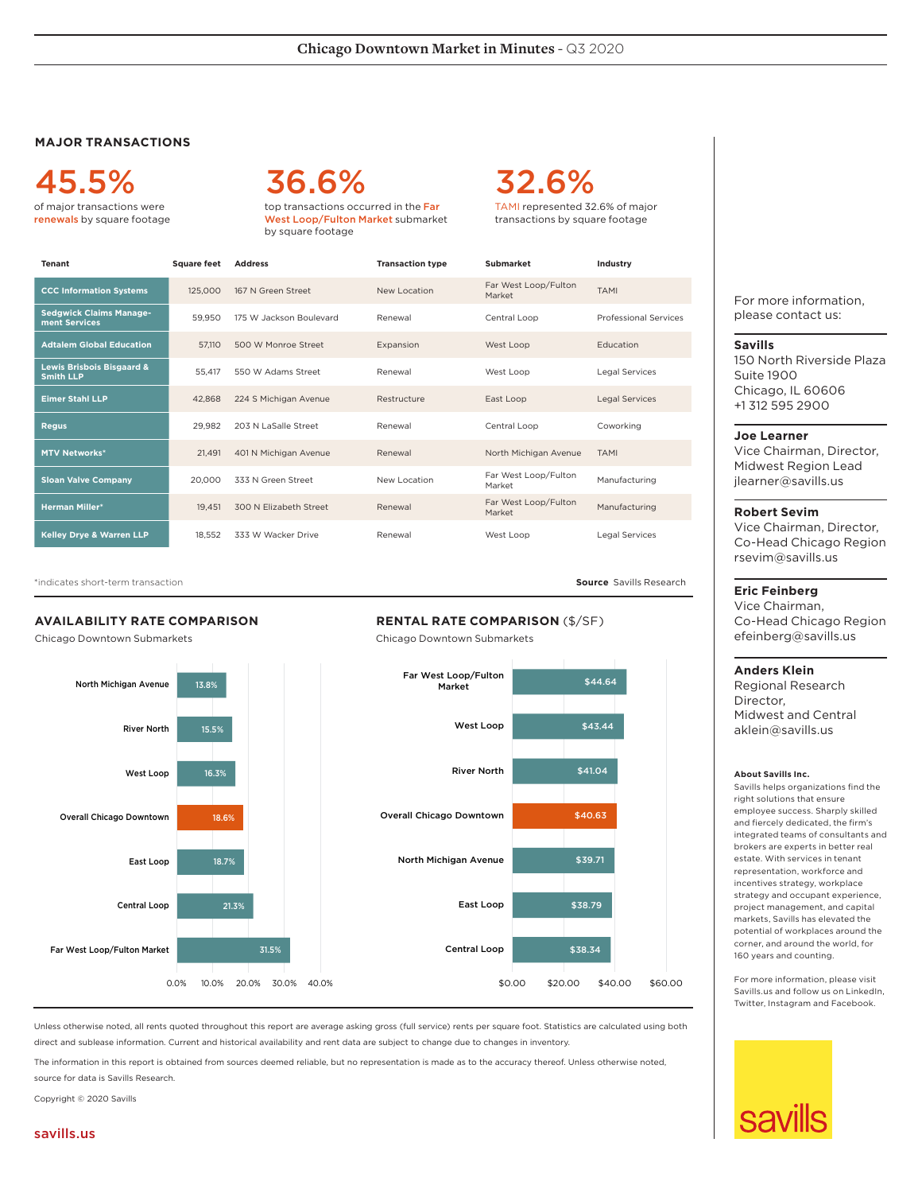## MAJOR TRANSACTIONS

**45.5%**
of major transactions were **renewals** by square footage

**36.6%**
top transactions occurred in the **Far West Loop/Fulton Market** submarket by square footage

**32.6%**
TAMI represented 32.6% of major transactions by square footage

| Tenant | Square feet | Address | Transaction type | Submarket | Industry |
|---|---|---|---|---|---|
| CCC Information Systems | 125,000 | 167 N Green Street | New Location | Far West Loop/Fulton Market | TAMI |
| Sedgwick Claims Management Services | 59,950 | 175 W Jackson Boulevard | Renewal | Central Loop | Professional Services |
| Adtalem Global Education | 57,110 | 500 W Monroe Street | Expansion | West Loop | Education |
| Lewis Brisbois Bisgaard & Smith LLP | 55,417 | 550 W Adams Street | Renewal | West Loop | Legal Services |
| Eimer Stahl LLP | 42,868 | 224 S Michigan Avenue | Restructure | East Loop | Legal Services |
| Regus | 29,982 | 203 N LaSalle Street | Renewal | Central Loop | Coworking |
| MTV Networks* | 21,491 | 401 N Michigan Avenue | Renewal | North Michigan Avenue | TAMI |
| Sloan Valve Company | 20,000 | 333 N Green Street | New Location | Far West Loop/Fulton Market | Manufacturing |
| Herman Miller* | 19,451 | 300 N Elizabeth Street | Renewal | Far West Loop/Fulton Market | Manufacturing |
| Kelley Drye & Warren LLP | 18,552 | 333 W Wacker Drive | Renewal | West Loop | Legal Services |

*indicates short-term transaction

**Source** Savills Research

### AVAILABILITY RATE COMPARISON

Chicago Downtown Submarkets

North Michigan Avenue 13.8%
River North 15.5%
West Loop 16.3%
Overall Chicago Downtown 18.6%
East Loop 18.7%
Central Loop 21.3%
Far West Loop/Fulton Market 31.5%

0.0% 10.0% 20.0% 30.0% 40.0%

### RENTAL RATE COMPARISON ($/SF)

Chicago Downtown Submarkets

Far West Loop/Fulton Market $44.64
West Loop $43.44
River North $41.04
Overall Chicago Downtown $40.63
North Michigan Avenue $39.71
East Loop $38.79
Central Loop $38.34

$0.00 $20.00 $40.00 $60.00

Unless otherwise noted, all rents quoted throughout this report are average asking gross (full service) rents per square foot. Statistics are calculated using both direct and sublease information. Current and historical availability and rent data are subject to change due to changes in inventory.

The information in this report is obtained from sources deemed reliable, but no representation is made as to the accuracy thereof. Unless otherwise noted, source for data is Savills Research.

Copyright © 2020 Savills

savills.us

For more information, please contact us:

**Savills**
150 North Riverside Plaza
Suite 1900
Chicago, IL 60606
+1 312 595 2900

**Joe Learner**
Vice Chairman, Director,
Midwest Region Lead
jlearner@savills.us

**Robert Sevim**
Vice Chairman, Director,
Co-Head Chicago Region
rsevim@savills.us

**Eric Feinberg**
Vice Chairman,
Co-Head Chicago Region
efeinberg@savills.us

**Anders Klein**
Regional Research Director,
Midwest and Central
aklein@savills.us

**About Savills Inc.**
Savills helps organizations find the right solutions that ensure employee success. Sharply skilled and fiercely dedicated, the firm's integrated teams of consultants and brokers are experts in better real estate. With services in tenant representation, workforce and incentives strategy, workplace strategy and occupant experience, project management, and capital markets, Savills has elevated the potential of workplaces around the corner, and around the world, for 160 years and counting.

For more information, please visit Savills.us and follow us on LinkedIn, Twitter, Instagram and Facebook.

savills